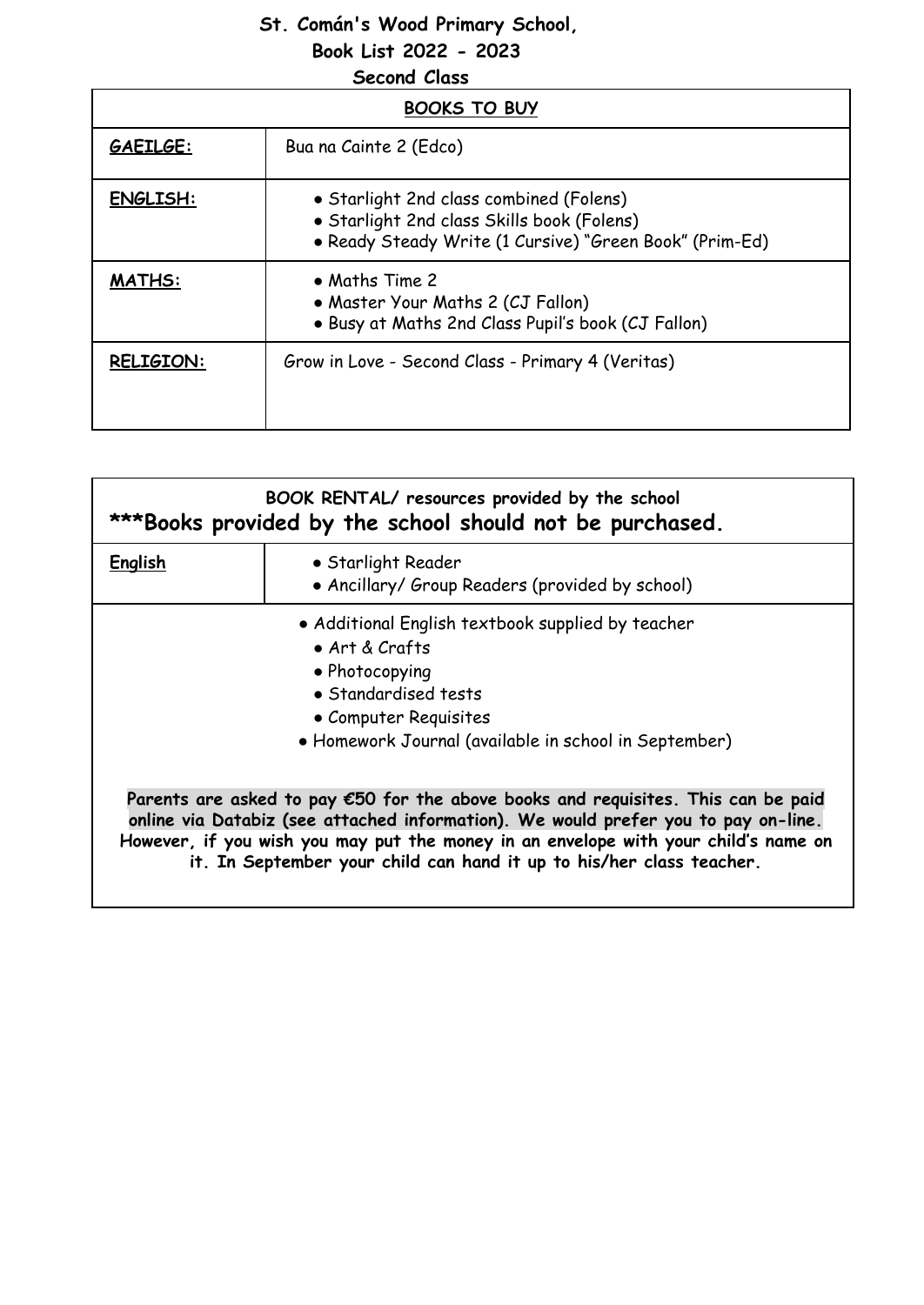# St. Comán's Wood Primary School,

## Book List 2022 - 2023

### Second Class

| **BOOKS TO BUY** | |
|---|---|
| **GAEILGE:** | Bua na Cainte 2 (Edco) |
| **ENGLISH:** | • Starlight 2nd class combined (Folens)<br>• Starlight 2nd class Skills book (Folens)<br>• Ready Steady Write (1 Cursive) "Green Book" (Prim-Ed) |
| **MATHS:** | • Maths Time 2<br>• Master Your Maths 2 (CJ Fallon)<br>• Busy at Maths 2nd Class Pupil's book (CJ Fallon) |
| **RELIGION:** | Grow in Love - Second Class - Primary 4 (Veritas) |

| **BOOK RENTAL/ resources provided by the school**<br>**\*\*\*Books provided by the school should not be purchased.** | |
|---|---|
| **English** | • Starlight Reader<br>• Ancillary/ Group Readers (provided by school) |

- Additional English textbook supplied by teacher
- Art & Crafts
- Photocopying
- Standardised tests
- Computer Requisites
- Homework Journal (available in school in September)

**Parents are asked to pay €50 for the above books and requisites. This can be paid online via Databiz (see attached information). We would prefer you to pay on-line. However, if you wish you may put the money in an envelope with your child's name on it. In September your child can hand it up to his/her class teacher.**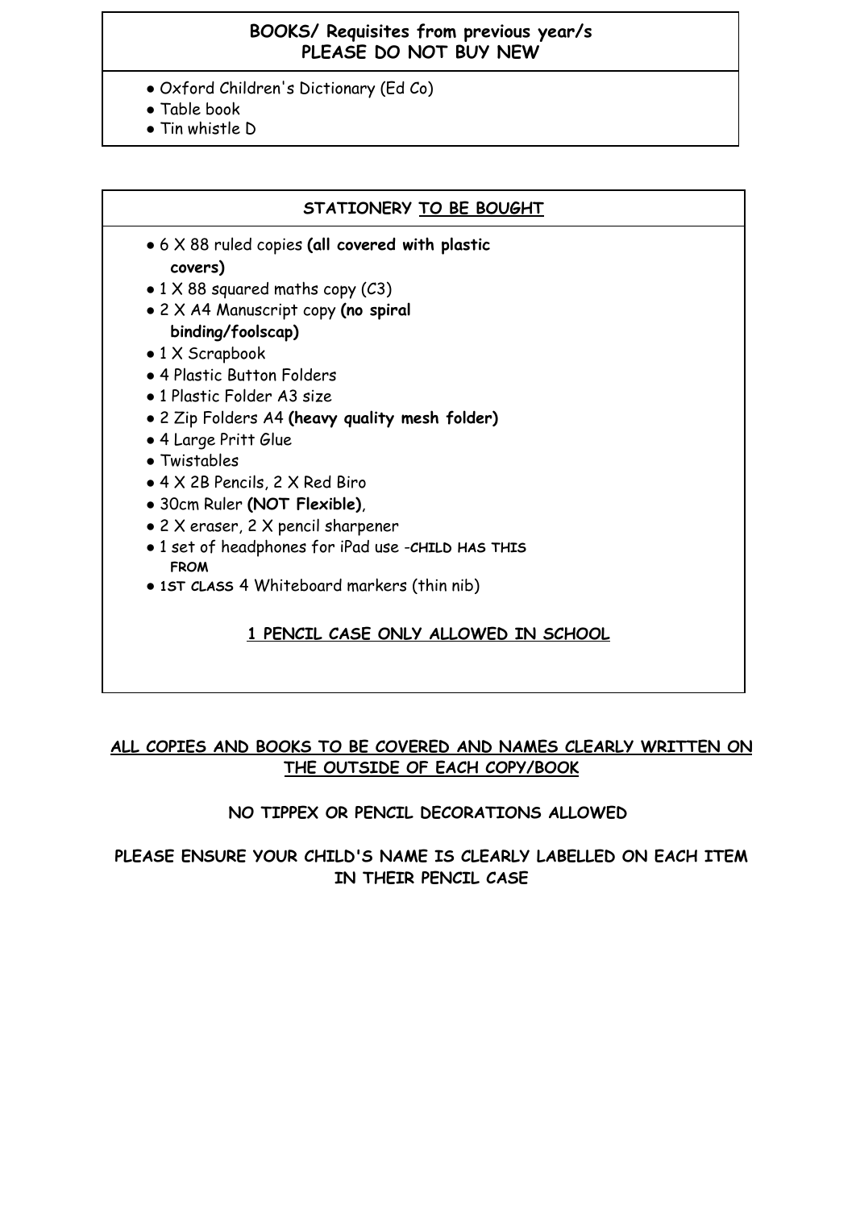## BOOKS/ Requisites from previous year/s
## PLEASE DO NOT BUY NEW

- Oxford Children's Dictionary (Ed Co)
- Table book
- Tin whistle D

## STATIONERY TO BE BOUGHT

- 6 X 88 ruled copies **(all covered with plastic covers)**
- 1 X 88 squared maths copy (C3)
- 2 X A4 Manuscript copy **(no spiral binding/foolscap)**
- 1 X Scrapbook
- 4 Plastic Button Folders
- 1 Plastic Folder A3 size
- 2 Zip Folders A4 **(heavy quality mesh folder)**
- 4 Large Pritt Glue
- Twistables
- 4 X 2B Pencils, 2 X Red Biro
- 30cm Ruler **(NOT Flexible)**,
- 2 X eraser, 2 X pencil sharpener
- 1 set of headphones for iPad use -**CHILD HAS THIS FROM**
- **1ST CLASS** 4 Whiteboard markers (thin nib)

**1 PENCIL CASE ONLY ALLOWED IN SCHOOL**

**ALL COPIES AND BOOKS TO BE COVERED AND NAMES CLEARLY WRITTEN ON THE OUTSIDE OF EACH COPY/BOOK**

**NO TIPPEX OR PENCIL DECORATIONS ALLOWED**

**PLEASE ENSURE YOUR CHILD'S NAME IS CLEARLY LABELLED ON EACH ITEM IN THEIR PENCIL CASE**